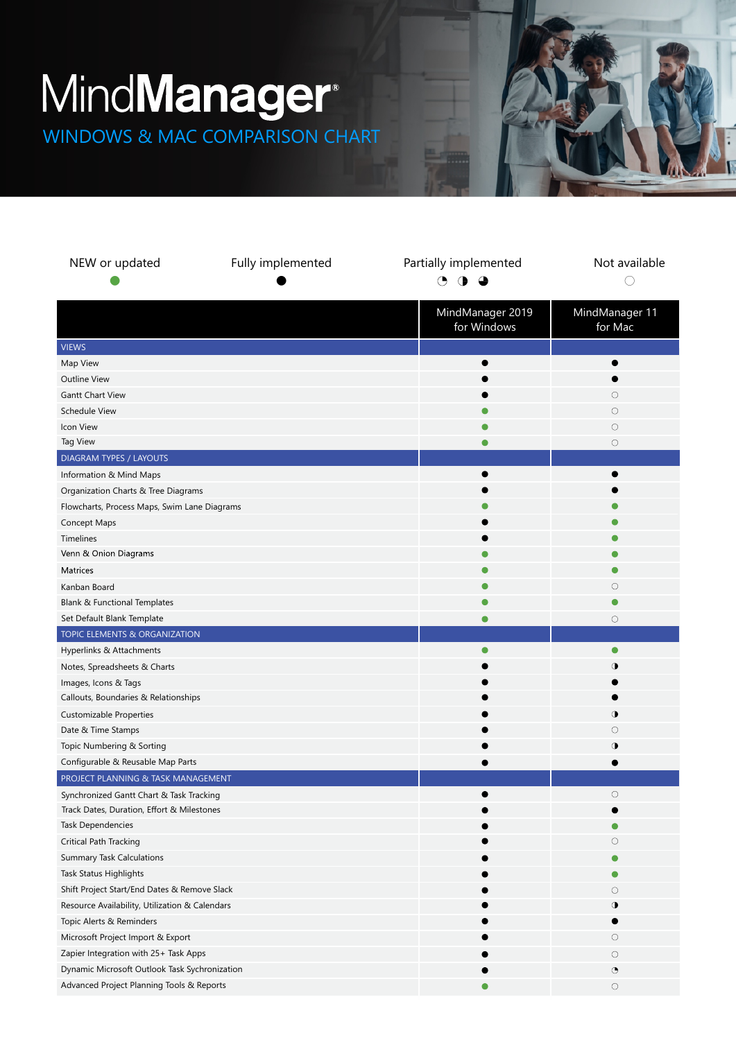# MindManager®

## WINDOWS & MAC COMPARISON CHART

| NEW or updated | Fully implemented | Partially implemented | Not available |
|---|---|---|---|
| 🟢 | ● | ◔ ◑ ◕ | ○ |

| | MindManager 2019 for Windows | MindManager 11 for Mac |
|---|---|---|
| **VIEWS** | | |
| Map View | ● | ● |
| Outline View | ● | ● |
| Gantt Chart View | ● | ○ |
| Schedule View | 🟢 | ○ |
| Icon View | 🟢 | ○ |
| Tag View | 🟢 | ○ |
| **DIAGRAM TYPES / LAYOUTS** | | |
| Information & Mind Maps | ● | ● |
| Organization Charts & Tree Diagrams | ● | ● |
| Flowcharts, Process Maps, Swim Lane Diagrams | 🟢 | 🟢 |
| Concept Maps | ● | 🟢 |
| Timelines | ● | 🟢 |
| Venn & Onion Diagrams | 🟢 | 🟢 |
| Matrices | 🟢 | 🟢 |
| Kanban Board | 🟢 | ○ |
| Blank & Functional Templates | 🟢 | 🟢 |
| Set Default Blank Template | 🟢 | ○ |
| **TOPIC ELEMENTS & ORGANIZATION** | | |
| Hyperlinks & Attachments | 🟢 | 🟢 |
| Notes, Spreadsheets & Charts | ● | ◑ |
| Images, Icons & Tags | ● | ● |
| Callouts, Boundaries & Relationships | ● | ● |
| Customizable Properties | ● | ◑ |
| Date & Time Stamps | ● | ○ |
| Topic Numbering & Sorting | ● | ◑ |
| Configurable & Reusable Map Parts | ● | ● |
| **PROJECT PLANNING & TASK MANAGEMENT** | | |
| Synchronized Gantt Chart & Task Tracking | ● | ○ |
| Track Dates, Duration, Effort & Milestones | ● | ● |
| Task Dependencies | ● | 🟢 |
| Critical Path Tracking | ● | ○ |
| Summary Task Calculations | ● | 🟢 |
| Task Status Highlights | ● | 🟢 |
| Shift Project Start/End Dates & Remove Slack | ● | ○ |
| Resource Availability, Utilization & Calendars | ● | ◑ |
| Topic Alerts & Reminders | ● | ● |
| Microsoft Project Import & Export | ● | ○ |
| Zapier Integration with 25+ Task Apps | ● | ○ |
| Dynamic Microsoft Outlook Task Sychronization | ● | ◔ |
| Advanced Project Planning Tools & Reports | 🟢 | ○ |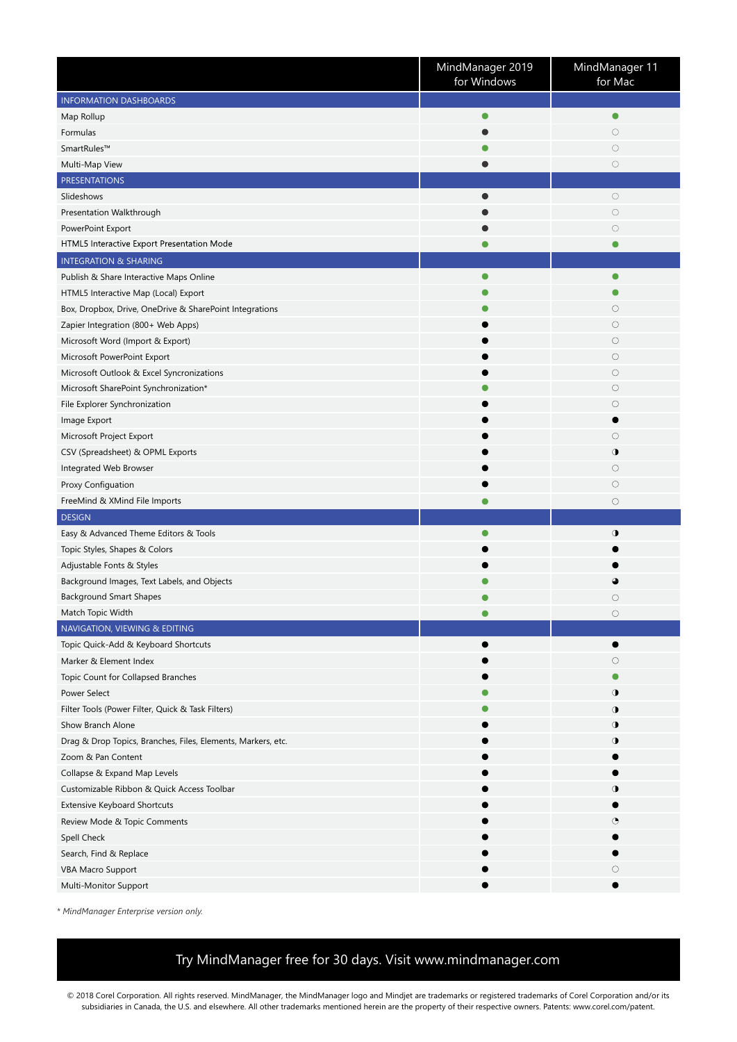| | MindManager 2019 for Windows | MindManager 11 for Mac |
|---|---|---|
| **INFORMATION DASHBOARDS** | | |
| Map Rollup | 🟢 | 🟢 |
| Formulas | ● | ○ |
| SmartRules™ | 🟢 | ○ |
| Multi-Map View | ● | ○ |
| **PRESENTATIONS** | | |
| Slideshows | ● | ○ |
| Presentation Walkthrough | ● | ○ |
| PowerPoint Export | ● | ○ |
| HTML5 Interactive Export Presentation Mode | 🟢 | 🟢 |
| **INTEGRATION & SHARING** | | |
| Publish & Share Interactive Maps Online | 🟢 | 🟢 |
| HTML5 Interactive Map (Local) Export | 🟢 | 🟢 |
| Box, Dropbox, Drive, OneDrive & SharePoint Integrations | 🟢 | ○ |
| Zapier Integration (800+ Web Apps) | ● | ○ |
| Microsoft Word (Import & Export) | ● | ○ |
| Microsoft PowerPoint Export | ● | ○ |
| Microsoft Outlook & Excel Syncronizations | ● | ○ |
| Microsoft SharePoint Synchronization* | 🟢 | ○ |
| File Explorer Synchronization | ● | ○ |
| Image Export | ● | ● |
| Microsoft Project Export | ● | ○ |
| CSV (Spreadsheet) & OPML Exports | ● | ◑ |
| Integrated Web Browser | ● | ○ |
| Proxy Configuation | ● | ○ |
| FreeMind & XMind File Imports | 🟢 | ○ |
| **DESIGN** | | |
| Easy & Advanced Theme Editors & Tools | 🟢 | ◑ |
| Topic Styles, Shapes & Colors | ● | ● |
| Adjustable Fonts & Styles | ● | ● |
| Background Images, Text Labels, and Objects | 🟢 | ◕ |
| Background Smart Shapes | 🟢 | ○ |
| Match Topic Width | 🟢 | ○ |
| **NAVIGATION, VIEWING & EDITING** | | |
| Topic Quick-Add & Keyboard Shortcuts | ● | ● |
| Marker & Element Index | ● | ○ |
| Topic Count for Collapsed Branches | ● | 🟢 |
| Power Select | 🟢 | ◑ |
| Filter Tools (Power Filter, Quick & Task Filters) | 🟢 | ◑ |
| Show Branch Alone | ● | ◑ |
| Drag & Drop Topics, Branches, Files, Elements, Markers, etc. | ● | ◑ |
| Zoom & Pan Content | ● | ● |
| Collapse & Expand Map Levels | ● | ● |
| Customizable Ribbon & Quick Access Toolbar | ● | ◑ |
| Extensive Keyboard Shortcuts | ● | ● |
| Review Mode & Topic Comments | ● | ◔ |
| Spell Check | ● | ● |
| Search, Find & Replace | ● | ● |
| VBA Macro Support | ● | ○ |
| Multi-Monitor Support | ● | ● |

*\* MindManager Enterprise version only.*

**Try MindManager free for 30 days. Visit www.mindmanager.com**

© 2018 Corel Corporation. All rights reserved. MindManager, the MindManager logo and Mindjet are trademarks or registered trademarks of Corel Corporation and/or its subsidiaries in Canada, the U.S. and elsewhere. All other trademarks mentioned herein are the property of their respective owners. Patents: www.corel.com/patent.